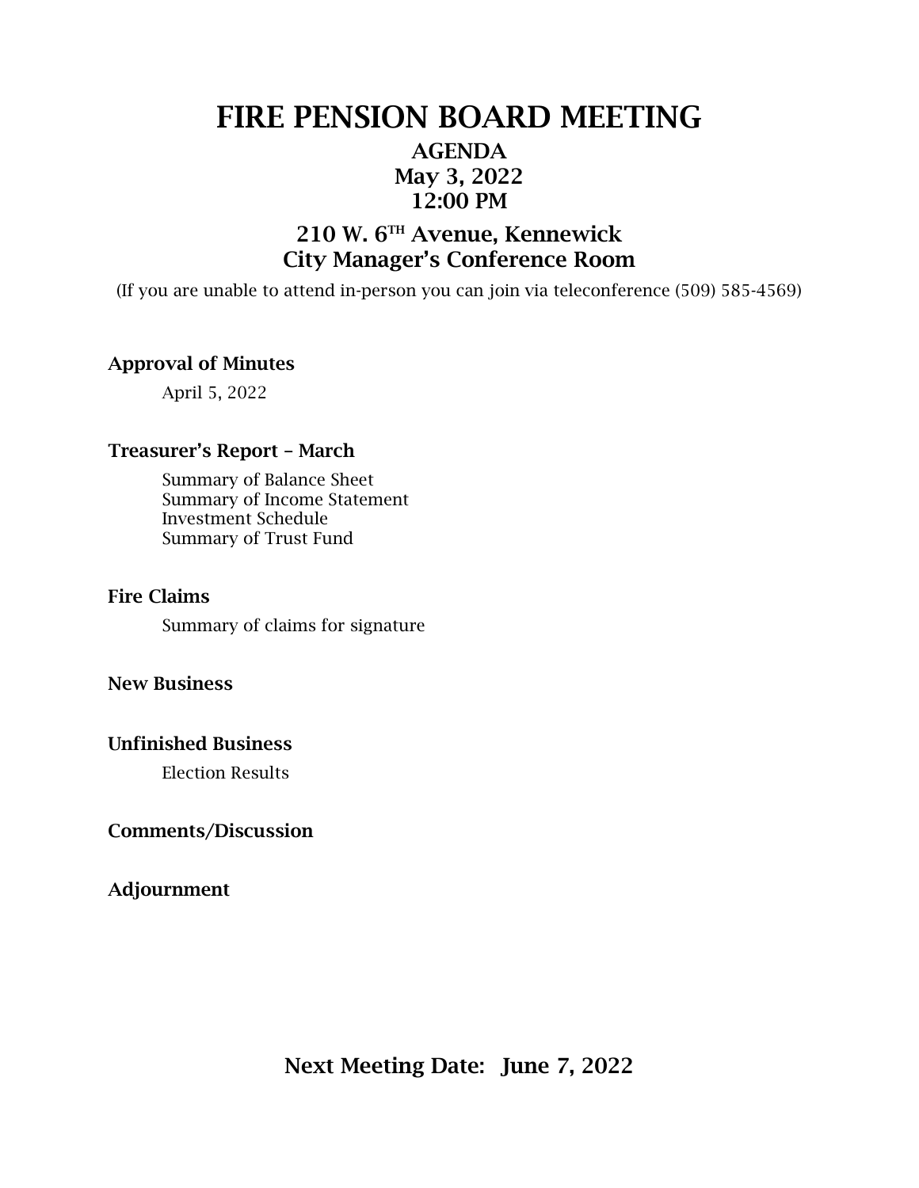# FIRE PENSION BOARD MEETING

## AGENDA
## May 3, 2022
## 12:00 PM

## 210 W. 6TH Avenue, Kennewick
## City Manager's Conference Room

(If you are unable to attend in-person you can join via teleconference (509) 585-4569)

**Approval of Minutes**

April 5, 2022

**Treasurer's Report – March**

Summary of Balance Sheet
Summary of Income Statement
Investment Schedule
Summary of Trust Fund

**Fire Claims**

Summary of claims for signature

**New Business**

**Unfinished Business**

Election Results

**Comments/Discussion**

**Adjournment**

**Next Meeting Date: June 7, 2022**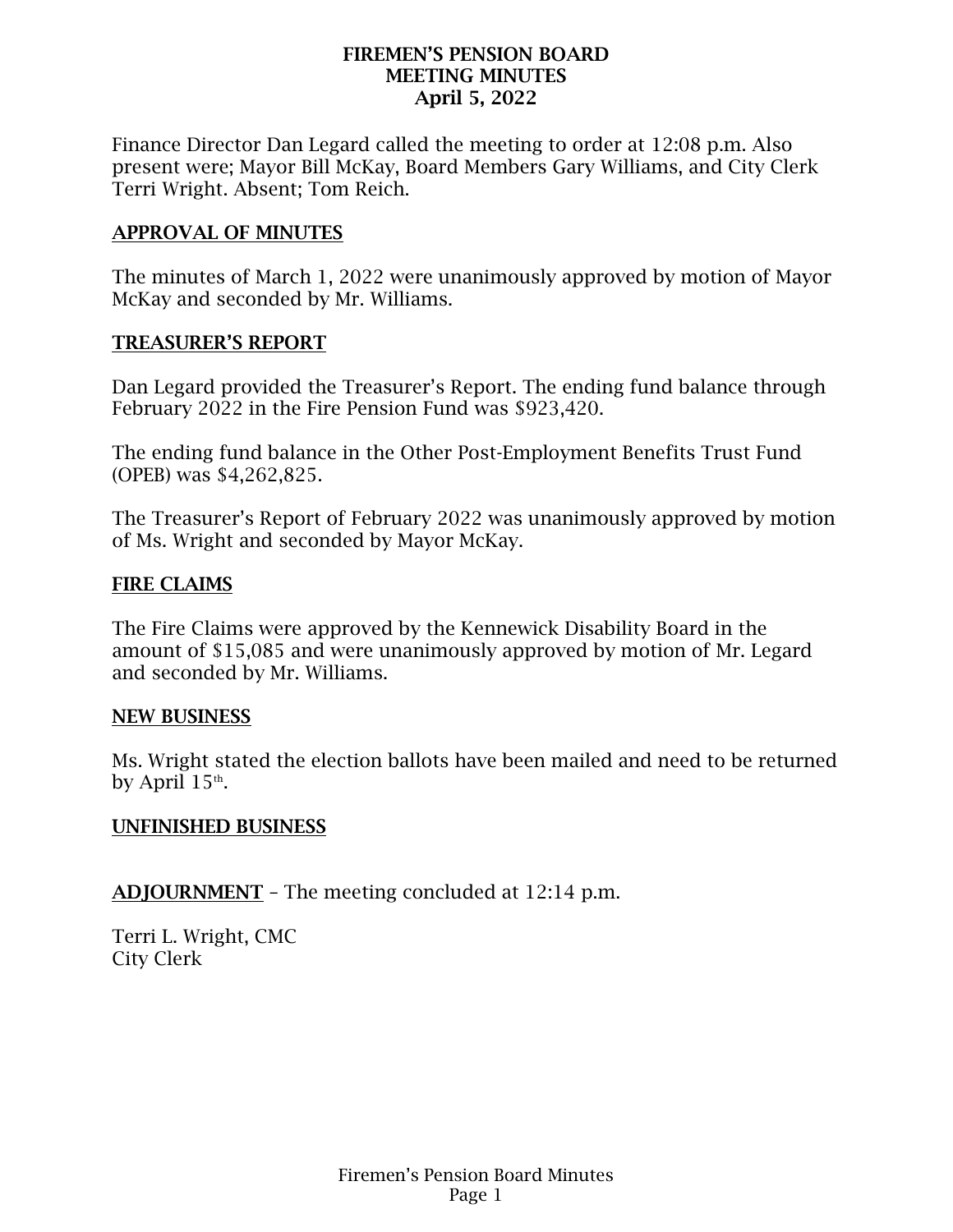# FIREMEN'S PENSION BOARD
# MEETING MINUTES
# April 5, 2022

Finance Director Dan Legard called the meeting to order at 12:08 p.m. Also present were; Mayor Bill McKay, Board Members Gary Williams, and City Clerk Terri Wright. Absent; Tom Reich.

## APPROVAL OF MINUTES

The minutes of March 1, 2022 were unanimously approved by motion of Mayor McKay and seconded by Mr. Williams.

## TREASURER'S REPORT

Dan Legard provided the Treasurer's Report. The ending fund balance through February 2022 in the Fire Pension Fund was $923,420.

The ending fund balance in the Other Post-Employment Benefits Trust Fund (OPEB) was $4,262,825.

The Treasurer's Report of February 2022 was unanimously approved by motion of Ms. Wright and seconded by Mayor McKay.

## FIRE CLAIMS

The Fire Claims were approved by the Kennewick Disability Board in the amount of $15,085 and were unanimously approved by motion of Mr. Legard and seconded by Mr. Williams.

## NEW BUSINESS

Ms. Wright stated the election ballots have been mailed and need to be returned by April 15th.

## UNFINISHED BUSINESS

**ADJOURNMENT** – The meeting concluded at 12:14 p.m.

Terri L. Wright, CMC
City Clerk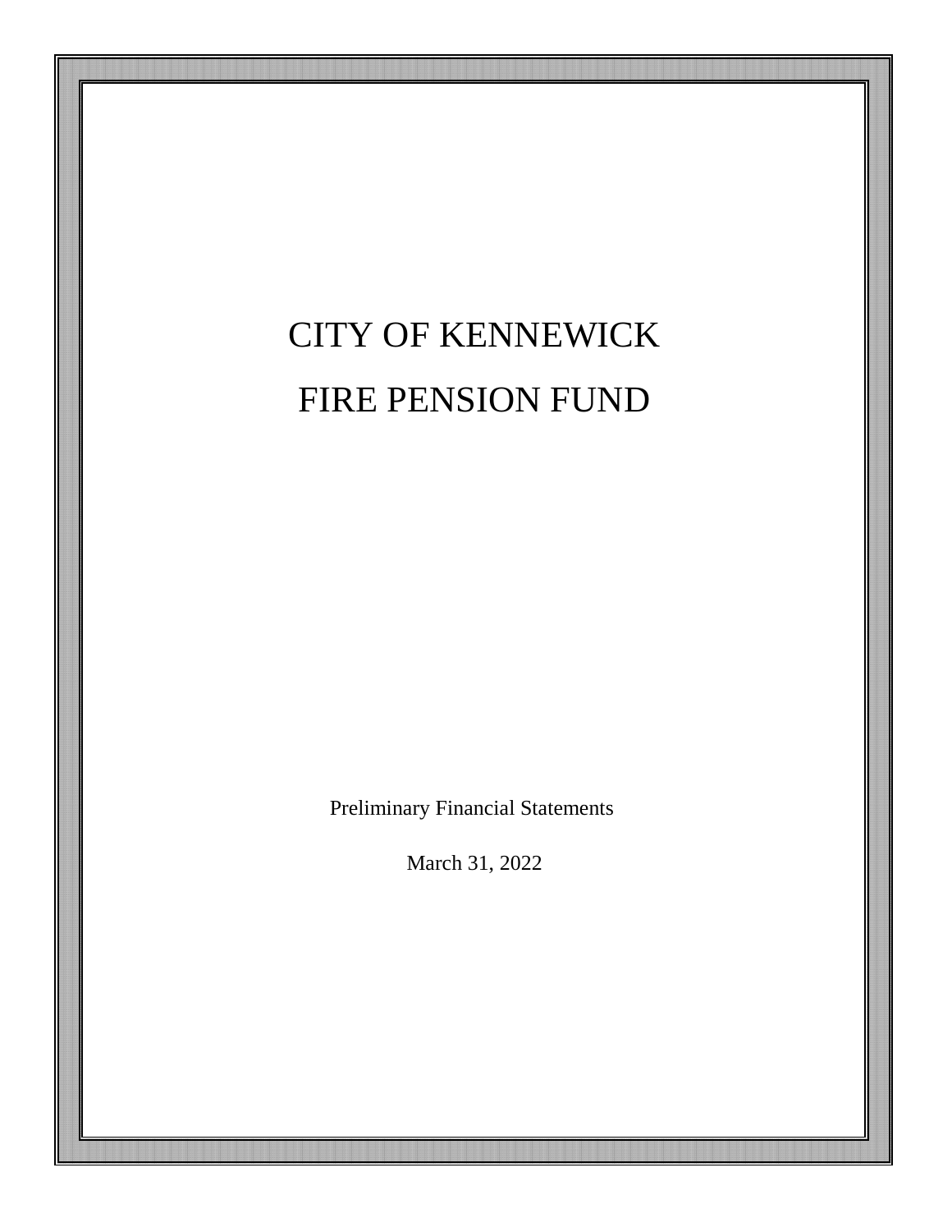# CITY OF KENNEWICK

# FIRE PENSION FUND

Preliminary Financial Statements

March 31, 2022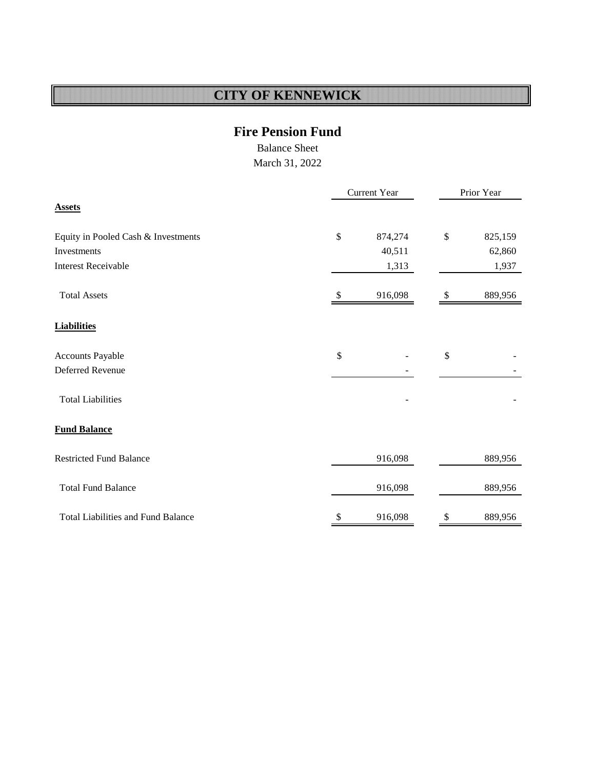# CITY OF KENNEWICK

## Fire Pension Fund

Balance Sheet

March 31, 2022

| | Current Year | Prior Year |
|---|---|---|
| **Assets** | | |
| Equity in Pooled Cash & Investments | $ 874,274 | $ 825,159 |
| Investments | 40,511 | 62,860 |
| Interest Receivable | 1,313 | 1,937 |
| Total Assets | $ 916,098 | $ 889,956 |
| **Liabilities** | | |
| Accounts Payable | $ - | $ - |
| Deferred Revenue | - | - |
| Total Liabilities | - | - |
| **Fund Balance** | | |
| Restricted Fund Balance | 916,098 | 889,956 |
| Total Fund Balance | 916,098 | 889,956 |
| Total Liabilities and Fund Balance | $ 916,098 | $ 889,956 |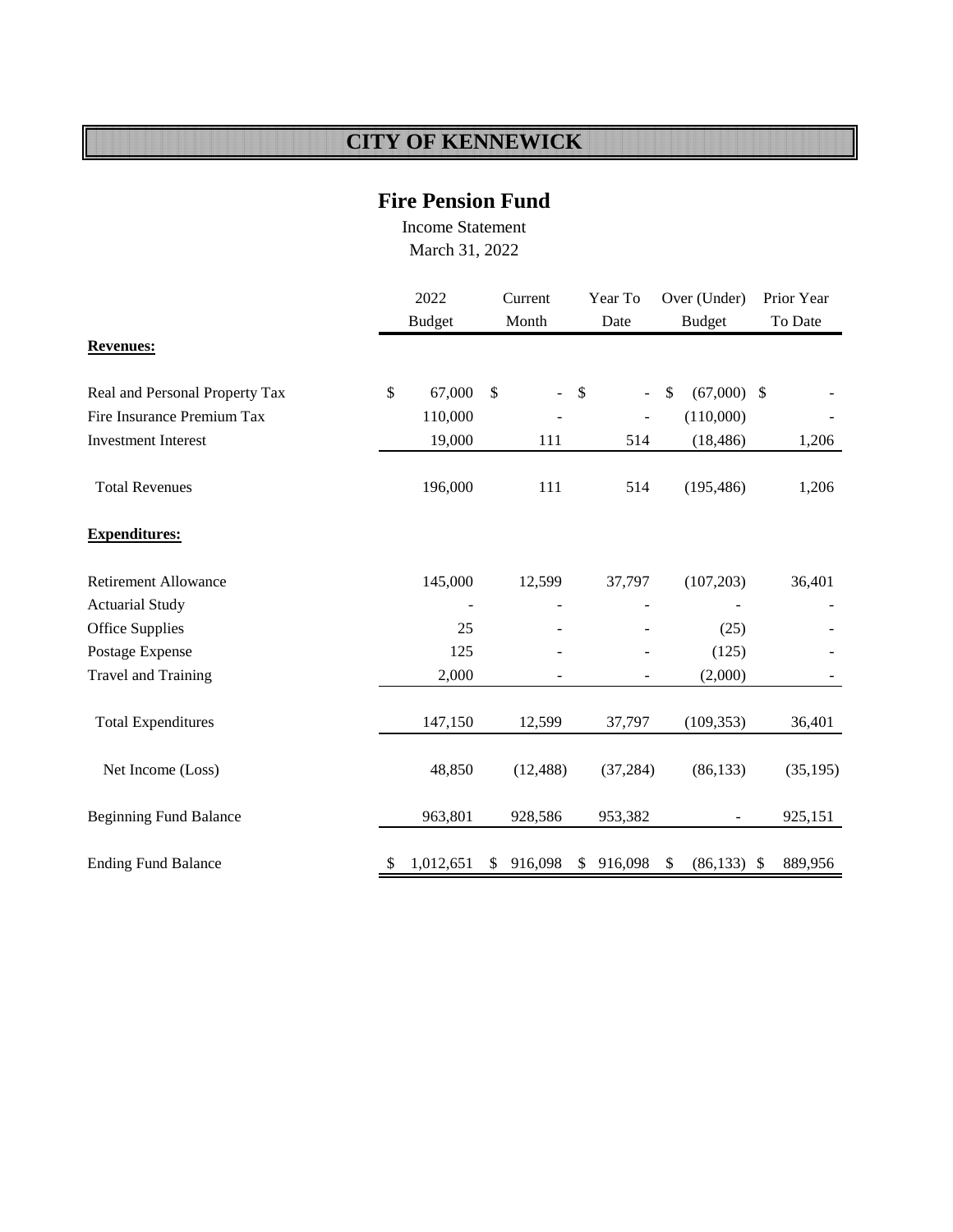# CITY OF KENNEWICK

## Fire Pension Fund

Income Statement

March 31, 2022

| | 2022 Budget | Current Month | Year To Date | Over (Under) Budget | Prior Year To Date |
|---|---|---|---|---|---|
| **Revenues:** | | | | | |
| Real and Personal Property Tax | $ 67,000 | $ - | $ - | $ (67,000) | $ - |
| Fire Insurance Premium Tax | 110,000 | - | - | (110,000) | - |
| Investment Interest | 19,000 | 111 | 514 | (18,486) | 1,206 |
| Total Revenues | 196,000 | 111 | 514 | (195,486) | 1,206 |
| **Expenditures:** | | | | | |
| Retirement Allowance | 145,000 | 12,599 | 37,797 | (107,203) | 36,401 |
| Actuarial Study | - | - | - | - | - |
| Office Supplies | 25 | - | - | (25) | - |
| Postage Expense | 125 | - | - | (125) | - |
| Travel and Training | 2,000 | - | - | (2,000) | - |
| Total Expenditures | 147,150 | 12,599 | 37,797 | (109,353) | 36,401 |
| Net Income (Loss) | 48,850 | (12,488) | (37,284) | (86,133) | (35,195) |
| Beginning Fund Balance | 963,801 | 928,586 | 953,382 | - | 925,151 |
| Ending Fund Balance | $ 1,012,651 | $ 916,098 | $ 916,098 | $ (86,133) | $ 889,956 |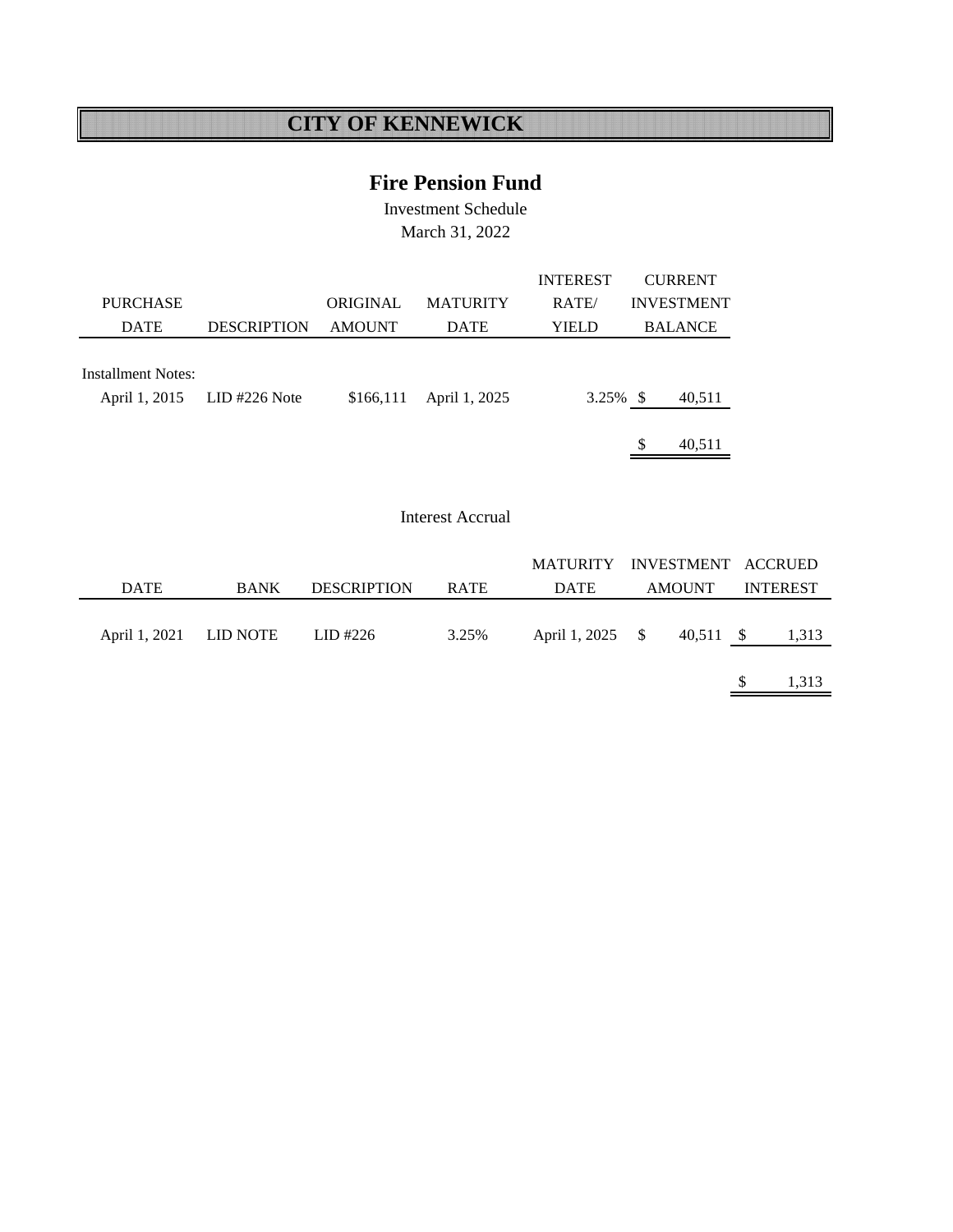# CITY OF KENNEWICK

## Fire Pension Fund

Investment Schedule

March 31, 2022

| PURCHASE DATE | DESCRIPTION | ORIGINAL AMOUNT | MATURITY DATE | INTEREST RATE/ YIELD | CURRENT INVESTMENT BALANCE |
|---|---|---|---|---|---|
| Installment Notes: | | | | | |
| April 1, 2015 | LID #226 Note | $166,111 | April 1, 2025 | 3.25% | $ 40,511 |
| | | | | | $ 40,511 |

Interest Accrual

| DATE | BANK | DESCRIPTION | RATE | MATURITY DATE | INVESTMENT AMOUNT | ACCRUED INTEREST |
|---|---|---|---|---|---|---|
| April 1, 2021 | LID NOTE | LID #226 | 3.25% | April 1, 2025 | $ 40,511 | $ 1,313 |
| | | | | | | $ 1,313 |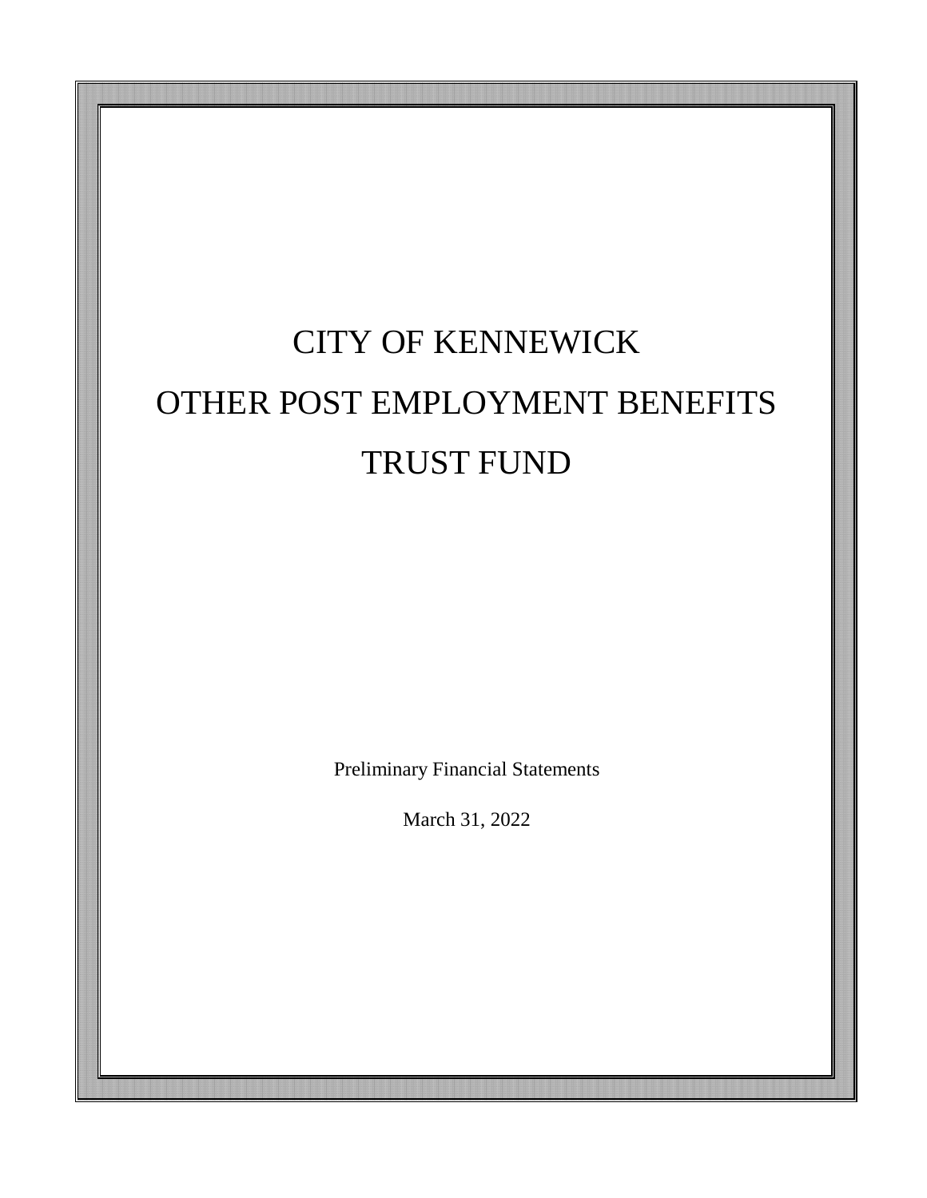# CITY OF KENNEWICK
# OTHER POST EMPLOYMENT BENEFITS
# TRUST FUND

Preliminary Financial Statements

March 31, 2022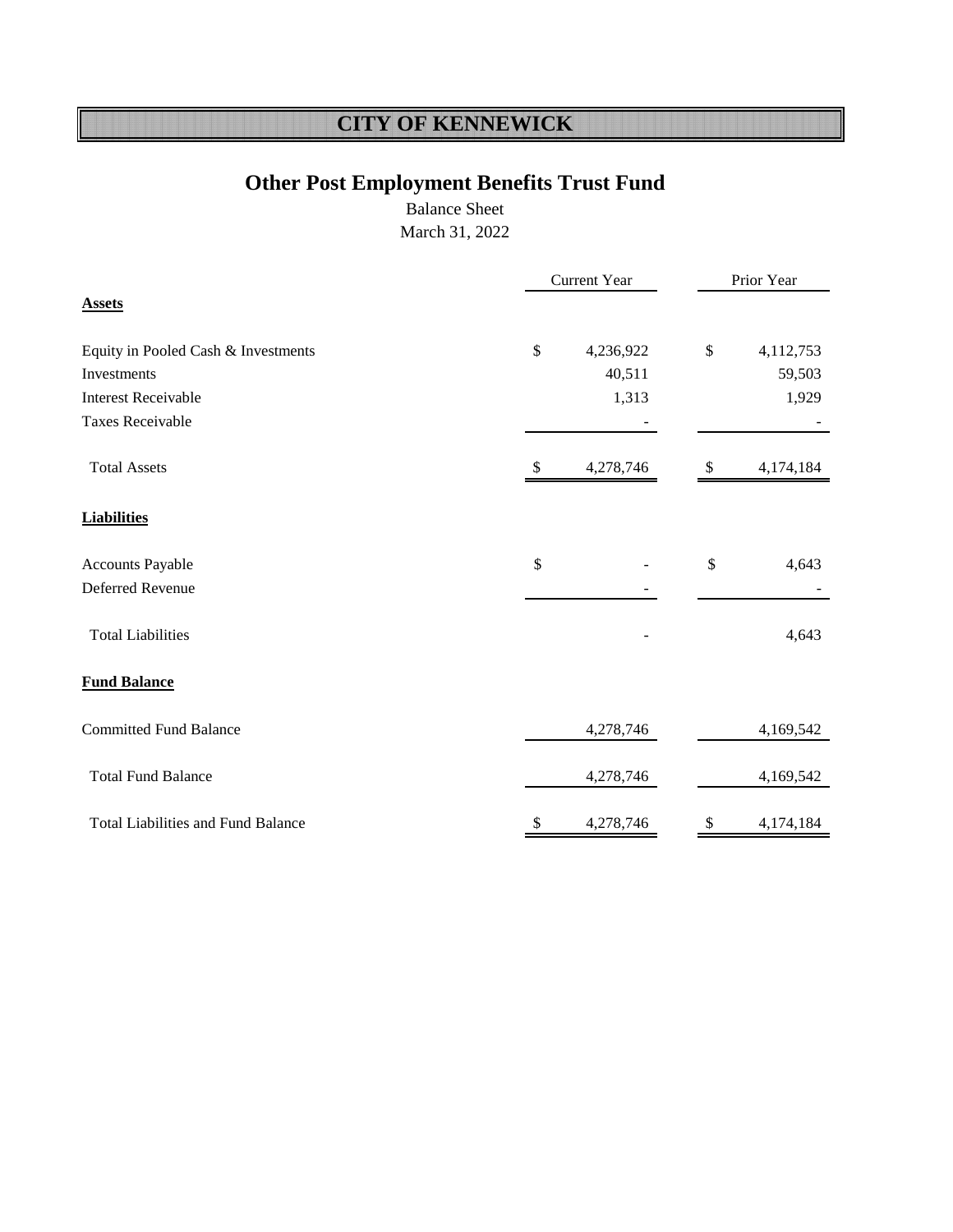# CITY OF KENNEWICK

## Other Post Employment Benefits Trust Fund

Balance Sheet

March 31, 2022

| | Current Year | Prior Year |
|---|---|---|
| **Assets** | | |
| Equity in Pooled Cash & Investments | $ 4,236,922 | $ 4,112,753 |
| Investments | 40,511 | 59,503 |
| Interest Receivable | 1,313 | 1,929 |
| Taxes Receivable | - | - |
| Total Assets | $ 4,278,746 | $ 4,174,184 |
| **Liabilities** | | |
| Accounts Payable | $ - | $ 4,643 |
| Deferred Revenue | - | - |
| Total Liabilities | - | 4,643 |
| **Fund Balance** | | |
| Committed Fund Balance | 4,278,746 | 4,169,542 |
| Total Fund Balance | 4,278,746 | 4,169,542 |
| Total Liabilities and Fund Balance | $ 4,278,746 | $ 4,174,184 |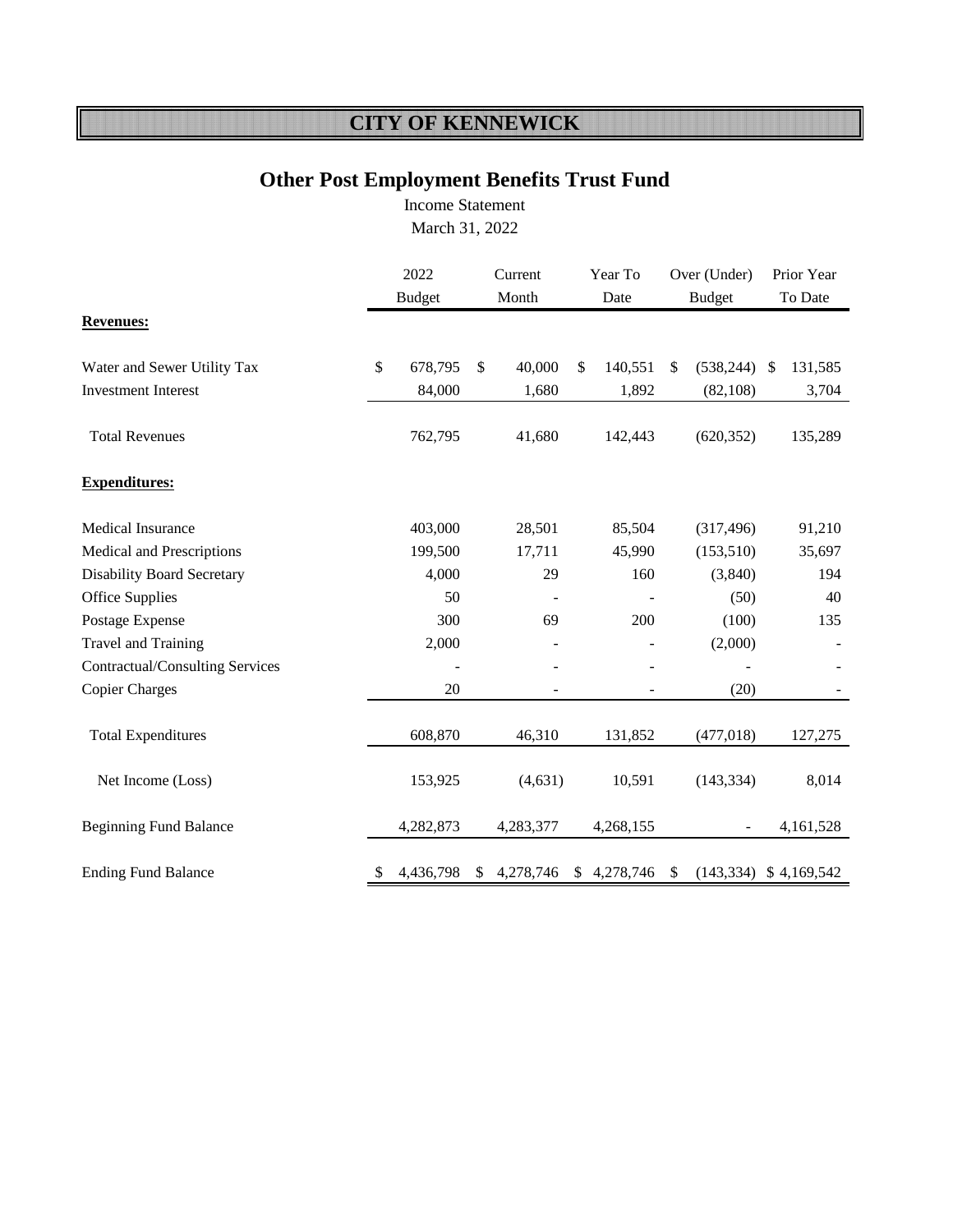# CITY OF KENNEWICK

## Other Post Employment Benefits Trust Fund

Income Statement

March 31, 2022

| | 2022 Budget | Current Month | Year To Date | Over (Under) Budget | Prior Year To Date |
|---|---|---|---|---|---|
| **Revenues:** | | | | | |
| Water and Sewer Utility Tax | $ 678,795 | $ 40,000 | $ 140,551 | $ (538,244) | $ 131,585 |
| Investment Interest | 84,000 | 1,680 | 1,892 | (82,108) | 3,704 |
| Total Revenues | 762,795 | 41,680 | 142,443 | (620,352) | 135,289 |
| **Expenditures:** | | | | | |
| Medical Insurance | 403,000 | 28,501 | 85,504 | (317,496) | 91,210 |
| Medical and Prescriptions | 199,500 | 17,711 | 45,990 | (153,510) | 35,697 |
| Disability Board Secretary | 4,000 | 29 | 160 | (3,840) | 194 |
| Office Supplies | 50 | - | - | (50) | 40 |
| Postage Expense | 300 | 69 | 200 | (100) | 135 |
| Travel and Training | 2,000 | - | - | (2,000) | - |
| Contractual/Consulting Services | - | - | - | - | - |
| Copier Charges | 20 | - | - | (20) | - |
| Total Expenditures | 608,870 | 46,310 | 131,852 | (477,018) | 127,275 |
| Net Income (Loss) | 153,925 | (4,631) | 10,591 | (143,334) | 8,014 |
| Beginning Fund Balance | 4,282,873 | 4,283,377 | 4,268,155 | - | 4,161,528 |
| Ending Fund Balance | $ 4,436,798 | $ 4,278,746 | $ 4,278,746 | $ (143,334) | $ 4,169,542 |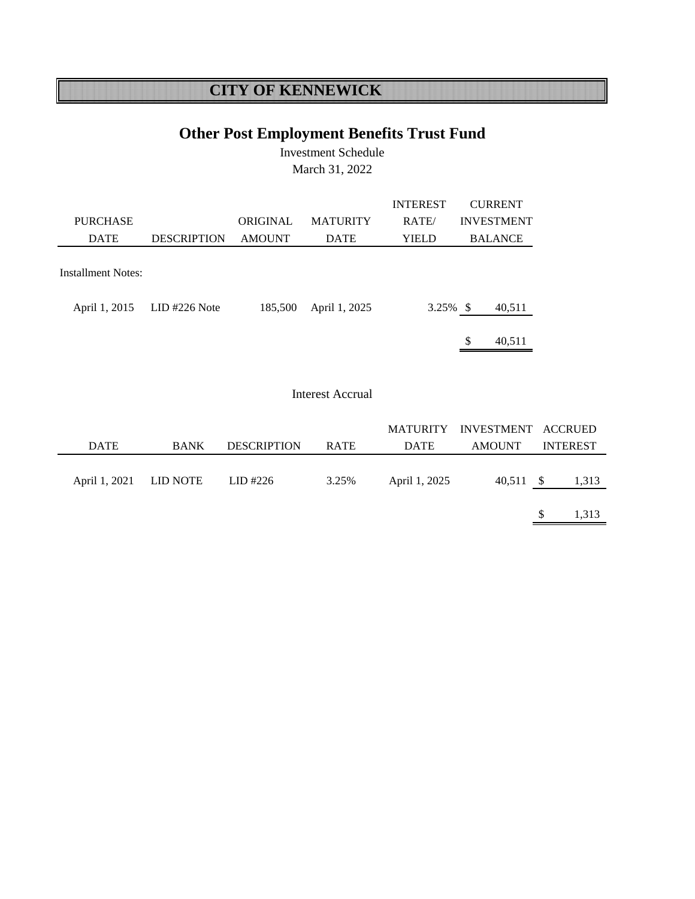# CITY OF KENNEWICK

## Other Post Employment Benefits Trust Fund

Investment Schedule

March 31, 2022

| PURCHASE DATE | DESCRIPTION | ORIGINAL AMOUNT | MATURITY DATE | INTEREST RATE/ YIELD | CURRENT INVESTMENT BALANCE |
|---|---|---|---|---|---|
| Installment Notes: | | | | | |
| April 1, 2015 | LID #226 Note | 185,500 | April 1, 2025 | 3.25% | $ 40,511 |
| | | | | | $ 40,511 |

Interest Accrual

| DATE | BANK | DESCRIPTION | RATE | MATURITY DATE | INVESTMENT AMOUNT | ACCRUED INTEREST |
|---|---|---|---|---|---|---|
| April 1, 2021 | LID NOTE | LID #226 | 3.25% | April 1, 2025 | 40,511 | $ 1,313 |
| | | | | | | $ 1,313 |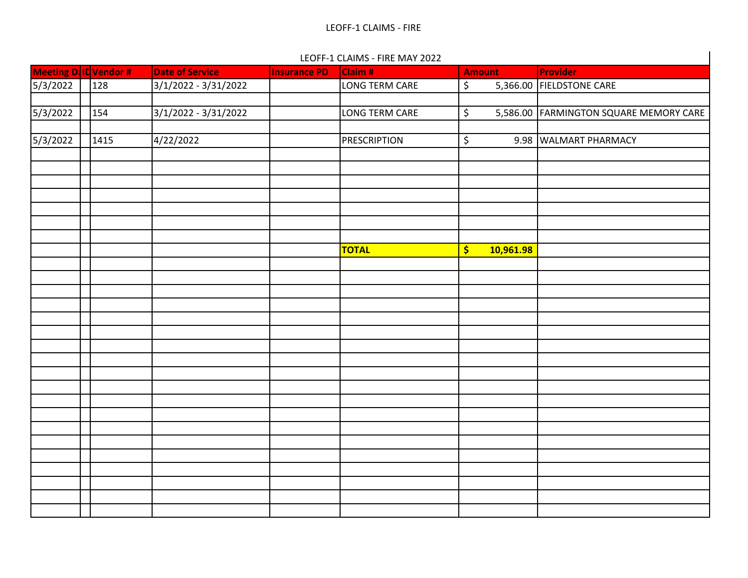# LEOFF-1 CLAIMS - FIRE

LEOFF-1 CLAIMS - FIRE MAY 2022

| Meeting Date | ID | Vendor # | Date of Service | Insurance PD | Claim # | Amount | Provider |
|---|---|---|---|---|---|---|---|
| 5/3/2022 | | 128 | 3/1/2022 - 3/31/2022 | | LONG TERM CARE | $ 5,366.00 | FIELDSTONE CARE |
| | | | | | | | |
| 5/3/2022 | | 154 | 3/1/2022 - 3/31/2022 | | LONG TERM CARE | $ 5,586.00 | FARMINGTON SQUARE MEMORY CARE |
| | | | | | | | |
| 5/3/2022 | | 1415 | 4/22/2022 | | PRESCRIPTION | $ 9.98 | WALMART PHARMACY |
| | | | | | **TOTAL** | **$ 10,961.98** | |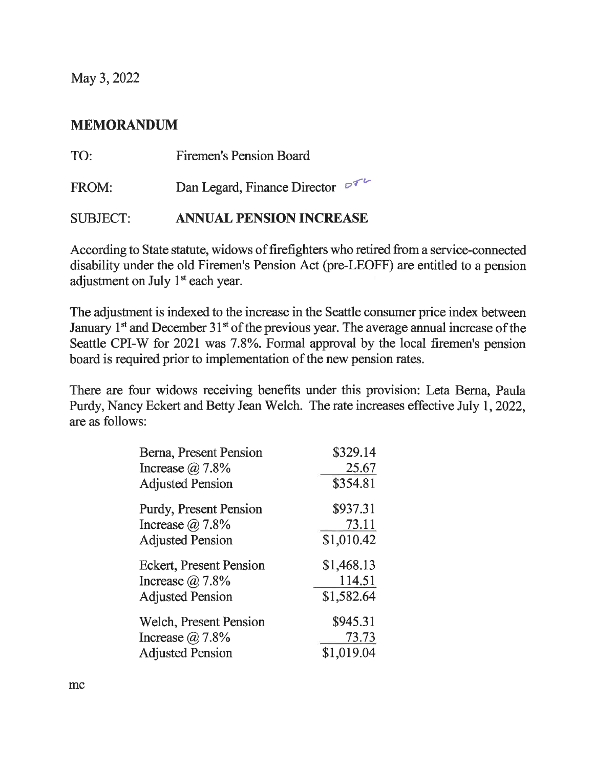May 3, 2022

## MEMORANDUM

TO: Firemen's Pension Board

FROM: Dan Legard, Finance Director DJL

SUBJECT: **ANNUAL PENSION INCREASE**

According to State statute, widows of firefighters who retired from a service-connected disability under the old Firemen's Pension Act (pre-LEOFF) are entitled to a pension adjustment on July 1st each year.

The adjustment is indexed to the increase in the Seattle consumer price index between January 1st and December 31st of the previous year. The average annual increase of the Seattle CPI-W for 2021 was 7.8%. Formal approval by the local firemen's pension board is required prior to implementation of the new pension rates.

There are four widows receiving benefits under this provision: Leta Berna, Paula Purdy, Nancy Eckert and Betty Jean Welch. The rate increases effective July 1, 2022, are as follows:

| | |
|---|---|
| Berna, Present Pension | $329.14 |
| Increase @ 7.8% | 25.67 |
| Adjusted Pension | $354.81 |
| Purdy, Present Pension | $937.31 |
| Increase @ 7.8% | 73.11 |
| Adjusted Pension | $1,010.42 |
| Eckert, Present Pension | $1,468.13 |
| Increase @ 7.8% | 114.51 |
| Adjusted Pension | $1,582.64 |
| Welch, Present Pension | $945.31 |
| Increase @ 7.8% | 73.73 |
| Adjusted Pension | $1,019.04 |

mc